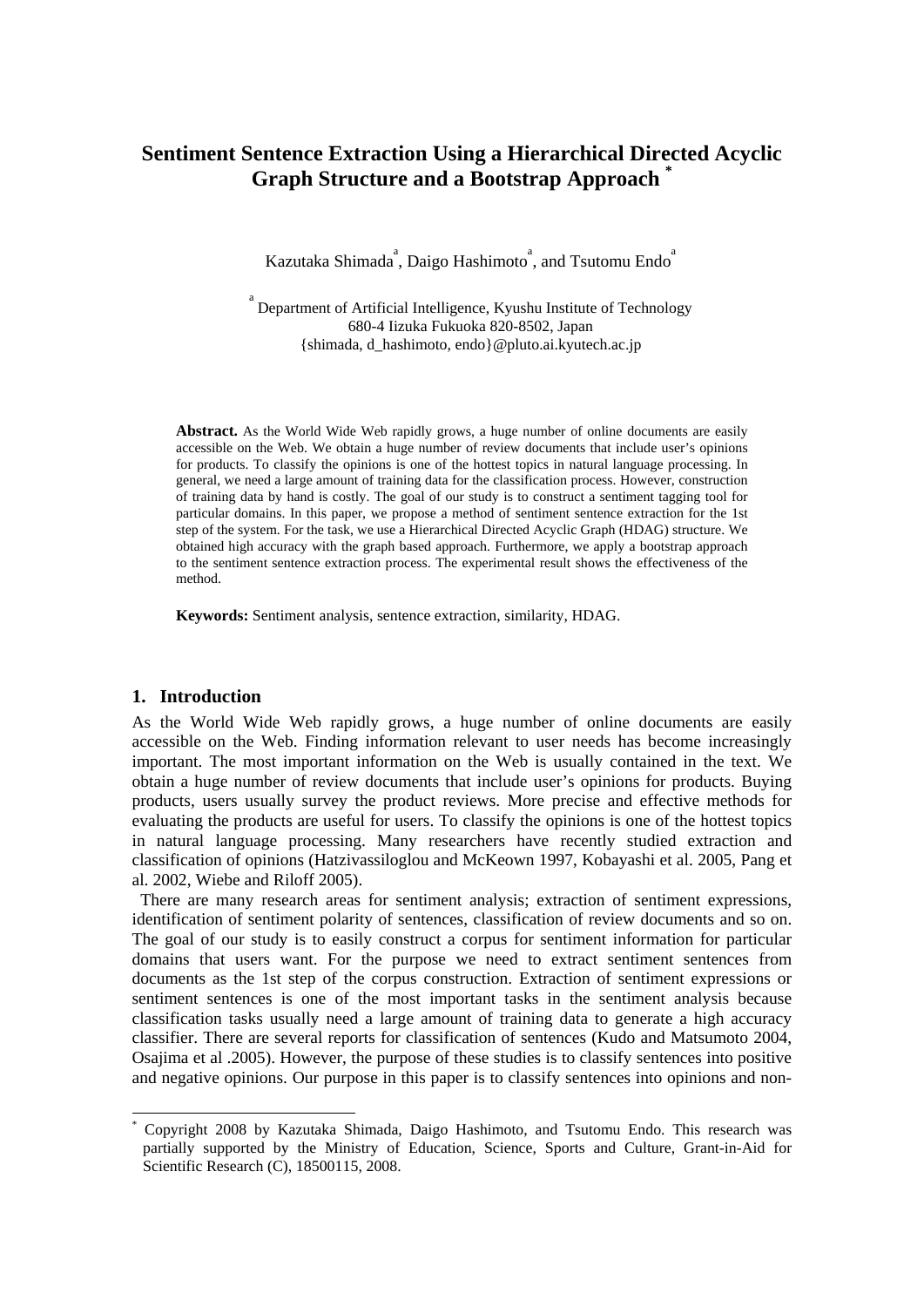# Sentiment Sentence Extraction Using a Hierarchical Directed Acyclic Graph Structure and a Bootstrap Approach [*]

Kazutaka Shimada[a], Daigo Hashimoto[a], and Tsutomu Endo[a]

[a] Department of Artificial Intelligence, Kyushu Institute of Technology
680-4 Iizuka Fukuoka 820-8502, Japan
{shimada, d_hashimoto, endo}@pluto.ai.kyutech.ac.jp

**Abstract.** As the World Wide Web rapidly grows, a huge number of online documents are easily accessible on the Web. We obtain a huge number of review documents that include user's opinions for products. To classify the opinions is one of the hottest topics in natural language processing. In general, we need a large amount of training data for the classification process. However, construction of training data by hand is costly. The goal of our study is to construct a sentiment tagging tool for particular domains. In this paper, we propose a method of sentiment sentence extraction for the 1st step of the system. For the task, we use a Hierarchical Directed Acyclic Graph (HDAG) structure. We obtained high accuracy with the graph based approach. Furthermore, we apply a bootstrap approach to the sentiment sentence extraction process. The experimental result shows the effectiveness of the method.

**Keywords:** Sentiment analysis, sentence extraction, similarity, HDAG.

## 1. Introduction

As the World Wide Web rapidly grows, a huge number of online documents are easily accessible on the Web. Finding information relevant to user needs has become increasingly important. The most important information on the Web is usually contained in the text. We obtain a huge number of review documents that include user's opinions for products. Buying products, users usually survey the product reviews. More precise and effective methods for evaluating the products are useful for users. To classify the opinions is one of the hottest topics in natural language processing. Many researchers have recently studied extraction and classification of opinions (Hatzivassiloglou and McKeown 1997, Kobayashi et al. 2005, Pang et al. 2002, Wiebe and Riloff 2005).

There are many research areas for sentiment analysis; extraction of sentiment expressions, identification of sentiment polarity of sentences, classification of review documents and so on. The goal of our study is to easily construct a corpus for sentiment information for particular domains that users want. For the purpose we need to extract sentiment sentences from documents as the 1st step of the corpus construction. Extraction of sentiment expressions or sentiment sentences is one of the most important tasks in the sentiment analysis because classification tasks usually need a large amount of training data to generate a high accuracy classifier. There are several reports for classification of sentences (Kudo and Matsumoto 2004, Osajima et al .2005). However, the purpose of these studies is to classify sentences into positive and negative opinions. Our purpose in this paper is to classify sentences into opinions and non-

[*] Copyright 2008 by Kazutaka Shimada, Daigo Hashimoto, and Tsutomu Endo. This research was partially supported by the Ministry of Education, Science, Sports and Culture, Grant-in-Aid for Scientific Research (C), 18500115, 2008.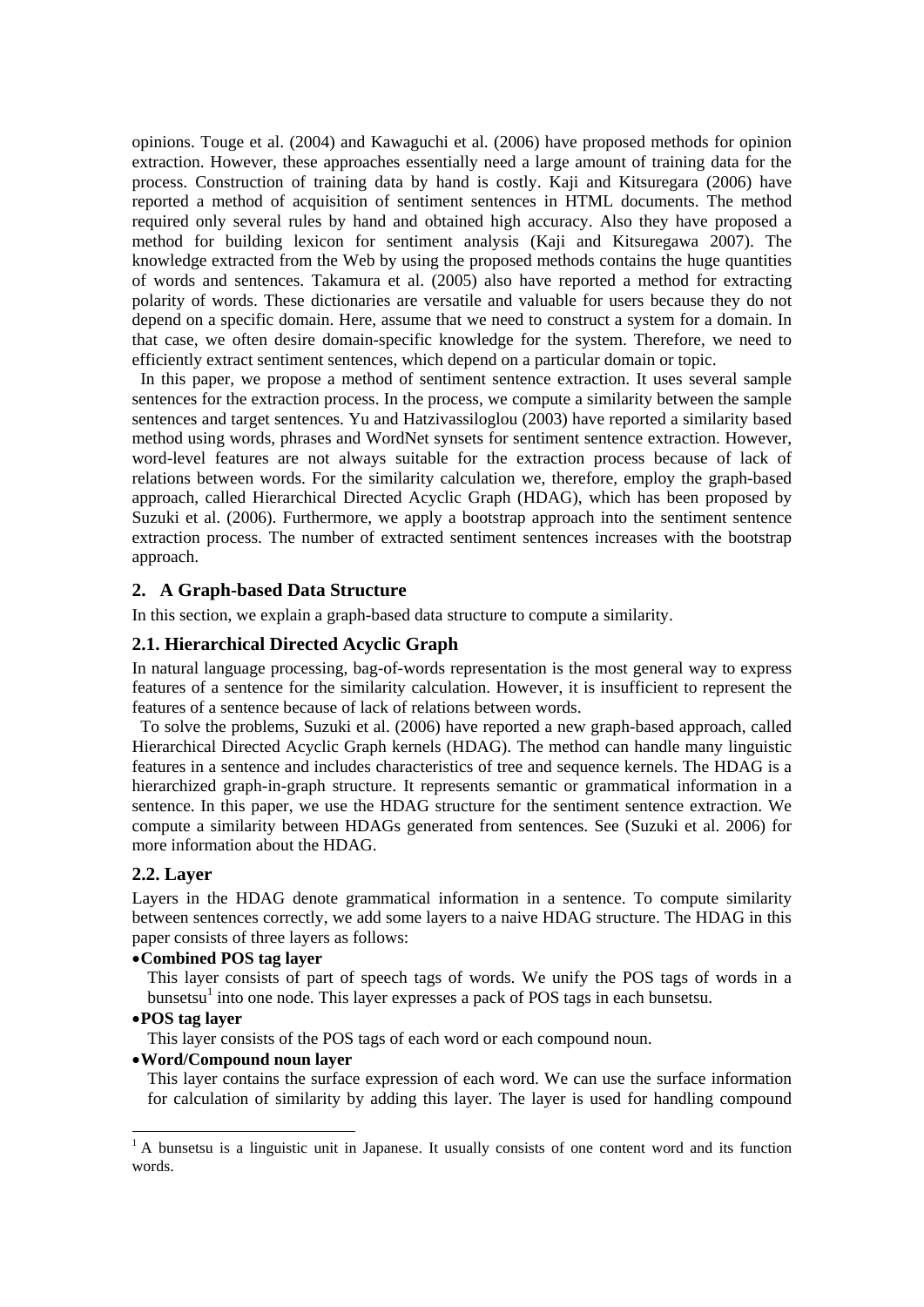opinions. Touge et al. (2004) and Kawaguchi et al. (2006) have proposed methods for opinion extraction. However, these approaches essentially need a large amount of training data for the process. Construction of training data by hand is costly. Kaji and Kitsuregara (2006) have reported a method of acquisition of sentiment sentences in HTML documents. The method required only several rules by hand and obtained high accuracy. Also they have proposed a method for building lexicon for sentiment analysis (Kaji and Kitsuregawa 2007). The knowledge extracted from the Web by using the proposed methods contains the huge quantities of words and sentences. Takamura et al. (2005) also have reported a method for extracting polarity of words. These dictionaries are versatile and valuable for users because they do not depend on a specific domain. Here, assume that we need to construct a system for a domain. In that case, we often desire domain-specific knowledge for the system. Therefore, we need to efficiently extract sentiment sentences, which depend on a particular domain or topic.

In this paper, we propose a method of sentiment sentence extraction. It uses several sample sentences for the extraction process. In the process, we compute a similarity between the sample sentences and target sentences. Yu and Hatzivassiloglou (2003) have reported a similarity based method using words, phrases and WordNet synsets for sentiment sentence extraction. However, word-level features are not always suitable for the extraction process because of lack of relations between words. For the similarity calculation we, therefore, employ the graph-based approach, called Hierarchical Directed Acyclic Graph (HDAG), which has been proposed by Suzuki et al. (2006). Furthermore, we apply a bootstrap approach into the sentiment sentence extraction process. The number of extracted sentiment sentences increases with the bootstrap approach.

## 2. A Graph-based Data Structure

In this section, we explain a graph-based data structure to compute a similarity.

### 2.1. Hierarchical Directed Acyclic Graph

In natural language processing, bag-of-words representation is the most general way to express features of a sentence for the similarity calculation. However, it is insufficient to represent the features of a sentence because of lack of relations between words.

To solve the problems, Suzuki et al. (2006) have reported a new graph-based approach, called Hierarchical Directed Acyclic Graph kernels (HDAG). The method can handle many linguistic features in a sentence and includes characteristics of tree and sequence kernels. The HDAG is a hierarchized graph-in-graph structure. It represents semantic or grammatical information in a sentence. In this paper, we use the HDAG structure for the sentiment sentence extraction. We compute a similarity between HDAGs generated from sentences. See (Suzuki et al. 2006) for more information about the HDAG.

### 2.2. Layer

Layers in the HDAG denote grammatical information in a sentence. To compute similarity between sentences correctly, we add some layers to a naive HDAG structure. The HDAG in this paper consists of three layers as follows:

- **Combined POS tag layer**
  This layer consists of part of speech tags of words. We unify the POS tags of words in a bunsetsu[1] into one node. This layer expresses a pack of POS tags in each bunsetsu.
- **POS tag layer**
  This layer consists of the POS tags of each word or each compound noun.
- **Word/Compound noun layer**
  This layer contains the surface expression of each word. We can use the surface information for calculation of similarity by adding this layer. The layer is used for handling compound

[1] A bunsetsu is a linguistic unit in Japanese. It usually consists of one content word and its function words.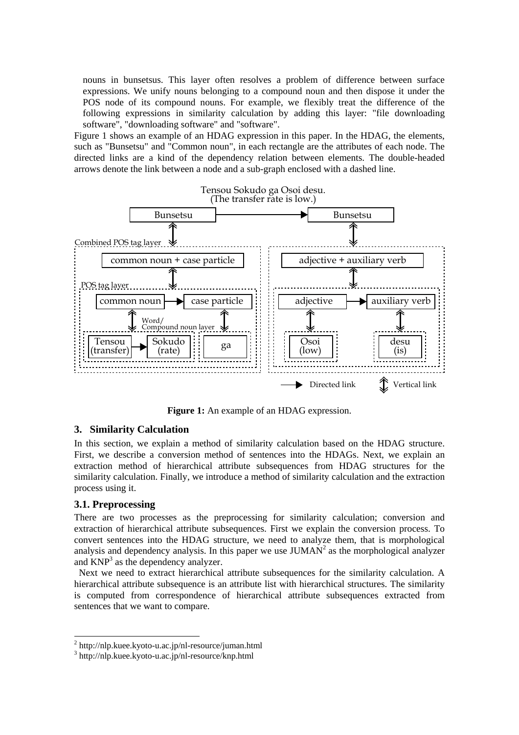nouns in bunsetsus. This layer often resolves a problem of difference between surface expressions. We unify nouns belonging to a compound noun and then dispose it under the POS node of its compound nouns. For example, we flexibly treat the difference of the following expressions in similarity calculation by adding this layer: "file downloading software", "downloading software" and "software".

Figure 1 shows an example of an HDAG expression in this paper. In the HDAG, the elements, such as "Bunsetsu" and "Common noun", in each rectangle are the attributes of each node. The directed links are a kind of the dependency relation between elements. The double-headed arrows denote the link between a node and a sub-graph enclosed with a dashed line.

**Figure 1:** An example of an HDAG expression.

## 3. Similarity Calculation

In this section, we explain a method of similarity calculation based on the HDAG structure. First, we describe a conversion method of sentences into the HDAGs. Next, we explain an extraction method of hierarchical attribute subsequences from HDAG structures for the similarity calculation. Finally, we introduce a method of similarity calculation and the extraction process using it.

### 3.1. Preprocessing

There are two processes as the preprocessing for similarity calculation; conversion and extraction of hierarchical attribute subsequences. First we explain the conversion process. To convert sentences into the HDAG structure, we need to analyze them, that is morphological analysis and dependency analysis. In this paper we use JUMAN[2] as the morphological analyzer and KNP[3] as the dependency analyzer.

Next we need to extract hierarchical attribute subsequences for the similarity calculation. A hierarchical attribute subsequence is an attribute list with hierarchical structures. The similarity is computed from correspondence of hierarchical attribute subsequences extracted from sentences that we want to compare.

---

[2] http://nlp.kuee.kyoto-u.ac.jp/nl-resource/juman.html

[3] http://nlp.kuee.kyoto-u.ac.jp/nl-resource/knp.html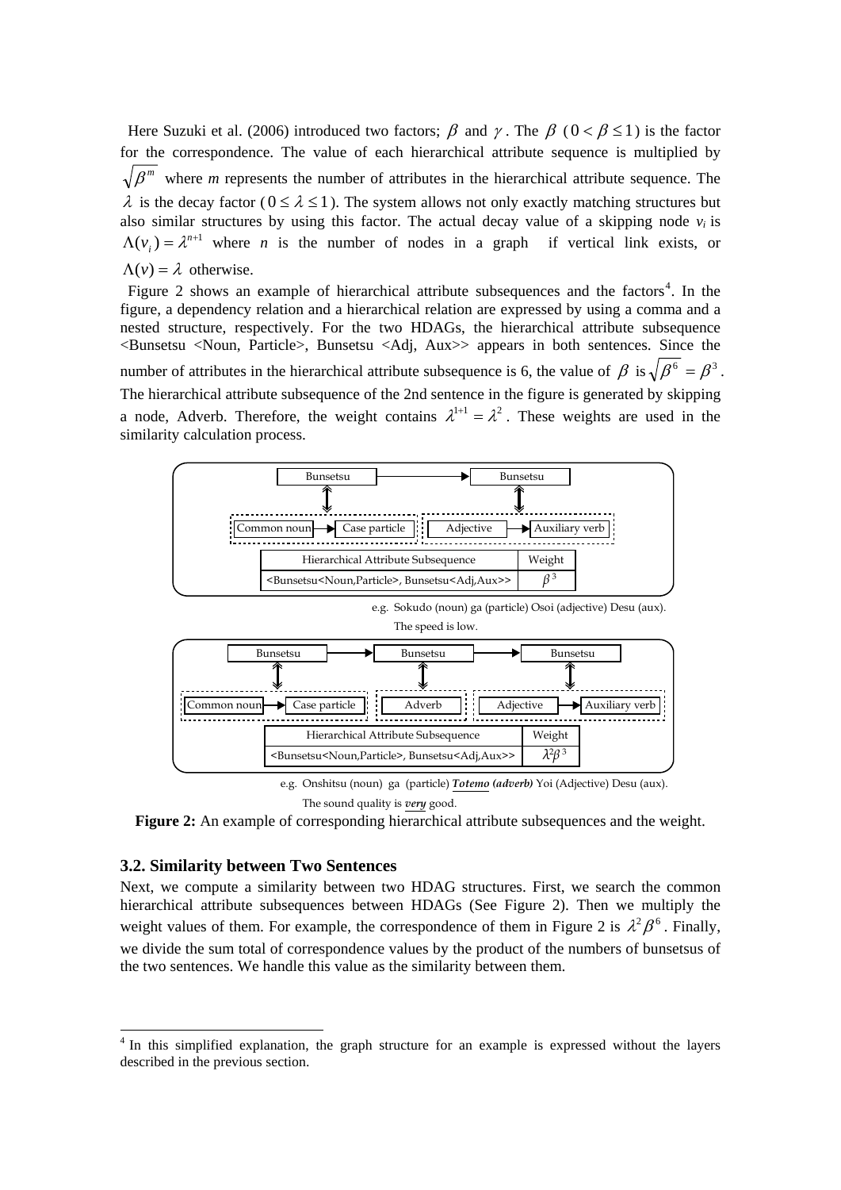Here Suzuki et al. (2006) introduced two factors; $\beta$ and $\gamma$. The $\beta$ ($0 < \beta \leq 1$) is the factor for the correspondence. The value of each hierarchical attribute sequence is multiplied by $\sqrt{\beta^m}$ where *m* represents the number of attributes in the hierarchical attribute sequence. The $\lambda$ is the decay factor ($0 \leq \lambda \leq 1$). The system allows not only exactly matching structures but also similar structures by using this factor. The actual decay value of a skipping node $v_i$ is $\Lambda(v_i) = \lambda^{n+1}$ where *n* is the number of nodes in a graph if vertical link exists, or $\Lambda(v) = \lambda$ otherwise.

Figure 2 shows an example of hierarchical attribute subsequences and the factors[4]. In the figure, a dependency relation and a hierarchical relation are expressed by using a comma and a nested structure, respectively. For the two HDAGs, the hierarchical attribute subsequence <Bunsetsu <Noun, Particle>, Bunsetsu <Adj, Aux>> appears in both sentences. Since the number of attributes in the hierarchical attribute subsequence is 6, the value of $\beta$ is $\sqrt{\beta^6} = \beta^3$. The hierarchical attribute subsequence of the 2nd sentence in the figure is generated by skipping a node, Adverb. Therefore, the weight contains $\lambda^{1+1} = \lambda^2$. These weights are used in the similarity calculation process.

| Hierarchical Attribute Subsequence | Weight |
| --- | --- |
| <Bunsetsu<Noun,Particle>, Bunsetsu<Adj,Aux>> | $\beta^3$ |

e.g. Sokudo (noun) ga (particle) Osoi (adjective) Desu (aux).
The speed is low.

| Hierarchical Attribute Subsequence | Weight |
| --- | --- |
| <Bunsetsu<Noun,Particle>, Bunsetsu<Adj,Aux>> | $\lambda^2\beta^3$ |

e.g. Onshitsu (noun) ga (particle) ***Totemo (adverb)*** Yoi (Adjective) Desu (aux).
The sound quality is ***very*** good.

**Figure 2:** An example of corresponding hierarchical attribute subsequences and the weight.

### 3.2. Similarity between Two Sentences

Next, we compute a similarity between two HDAG structures. First, we search the common hierarchical attribute subsequences between HDAGs (See Figure 2). Then we multiply the weight values of them. For example, the correspondence of them in Figure 2 is $\lambda^2\beta^6$. Finally, we divide the sum total of correspondence values by the product of the numbers of bunsetsus of the two sentences. We handle this value as the similarity between them.

[4] In this simplified explanation, the graph structure for an example is expressed without the layers described in the previous section.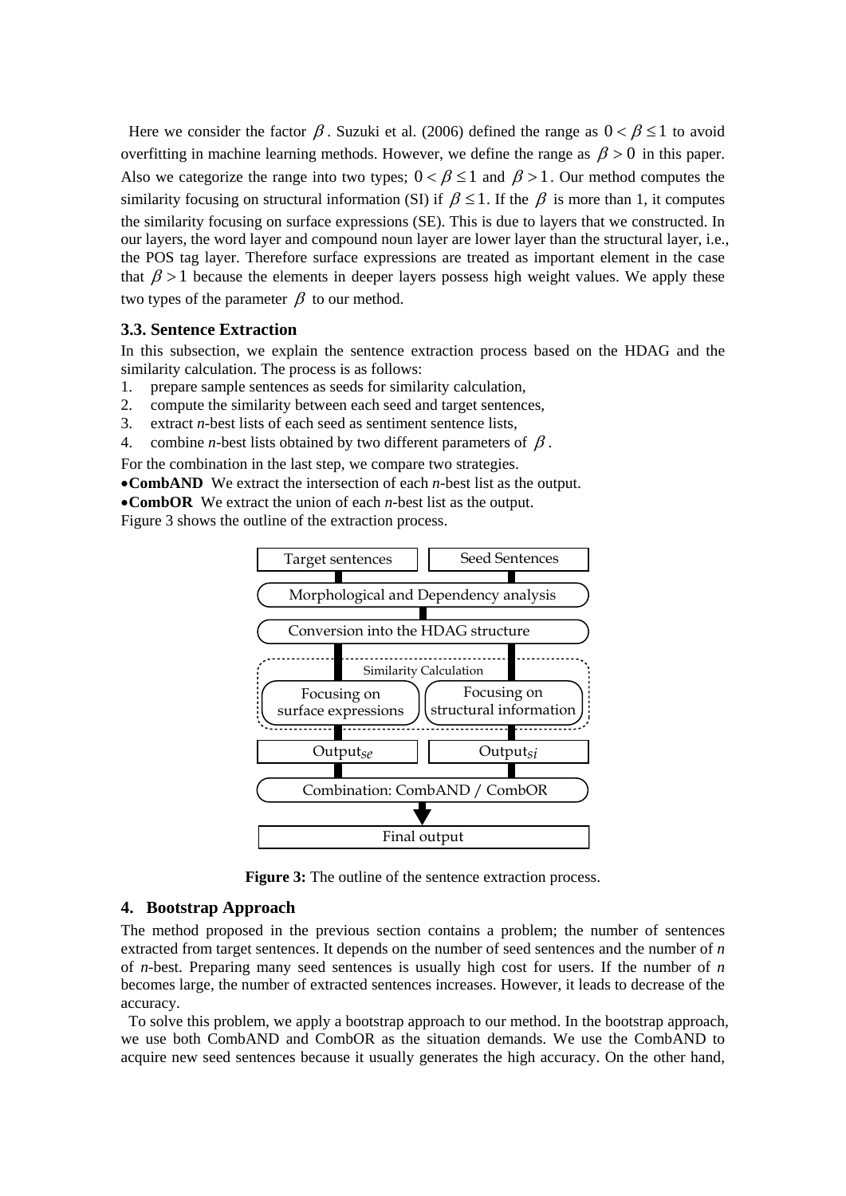Here we consider the factor $\beta$. Suzuki et al. (2006) defined the range as $0 < \beta \leq 1$ to avoid overfitting in machine learning methods. However, we define the range as $\beta > 0$ in this paper. Also we categorize the range into two types; $0 < \beta \leq 1$ and $\beta > 1$. Our method computes the similarity focusing on structural information (SI) if $\beta \leq 1$. If the $\beta$ is more than 1, it computes the similarity focusing on surface expressions (SE). This is due to layers that we constructed. In our layers, the word layer and compound noun layer are lower layer than the structural layer, i.e., the POS tag layer. Therefore surface expressions are treated as important element in the case that $\beta > 1$ because the elements in deeper layers possess high weight values. We apply these two types of the parameter $\beta$ to our method.

### 3.3. Sentence Extraction

In this subsection, we explain the sentence extraction process based on the HDAG and the similarity calculation. The process is as follows:

1. prepare sample sentences as seeds for similarity calculation,
2. compute the similarity between each seed and target sentences,
3. extract *n*-best lists of each seed as sentiment sentence lists,
4. combine *n*-best lists obtained by two different parameters of $\beta$.

For the combination in the last step, we compare two strategies.

- **CombAND** We extract the intersection of each *n*-best list as the output.
- **CombOR** We extract the union of each *n*-best list as the output.

Figure 3 shows the outline of the extraction process.

Target sentences | Seed Sentences

Morphological and Dependency analysis

Conversion into the HDAG structure

Similarity Calculation

Focusing on surface expressions | Focusing on structural information

$\text{Output}_{se}$ | $\text{Output}_{si}$

Combination: CombAND / CombOR

Final output

**Figure 3:** The outline of the sentence extraction process.

## 4. Bootstrap Approach

The method proposed in the previous section contains a problem; the number of sentences extracted from target sentences. It depends on the number of seed sentences and the number of *n* of *n*-best. Preparing many seed sentences is usually high cost for users. If the number of *n* becomes large, the number of extracted sentences increases. However, it leads to decrease of the accuracy.

To solve this problem, we apply a bootstrap approach to our method. In the bootstrap approach, we use both CombAND and CombOR as the situation demands. We use the CombAND to acquire new seed sentences because it usually generates the high accuracy. On the other hand,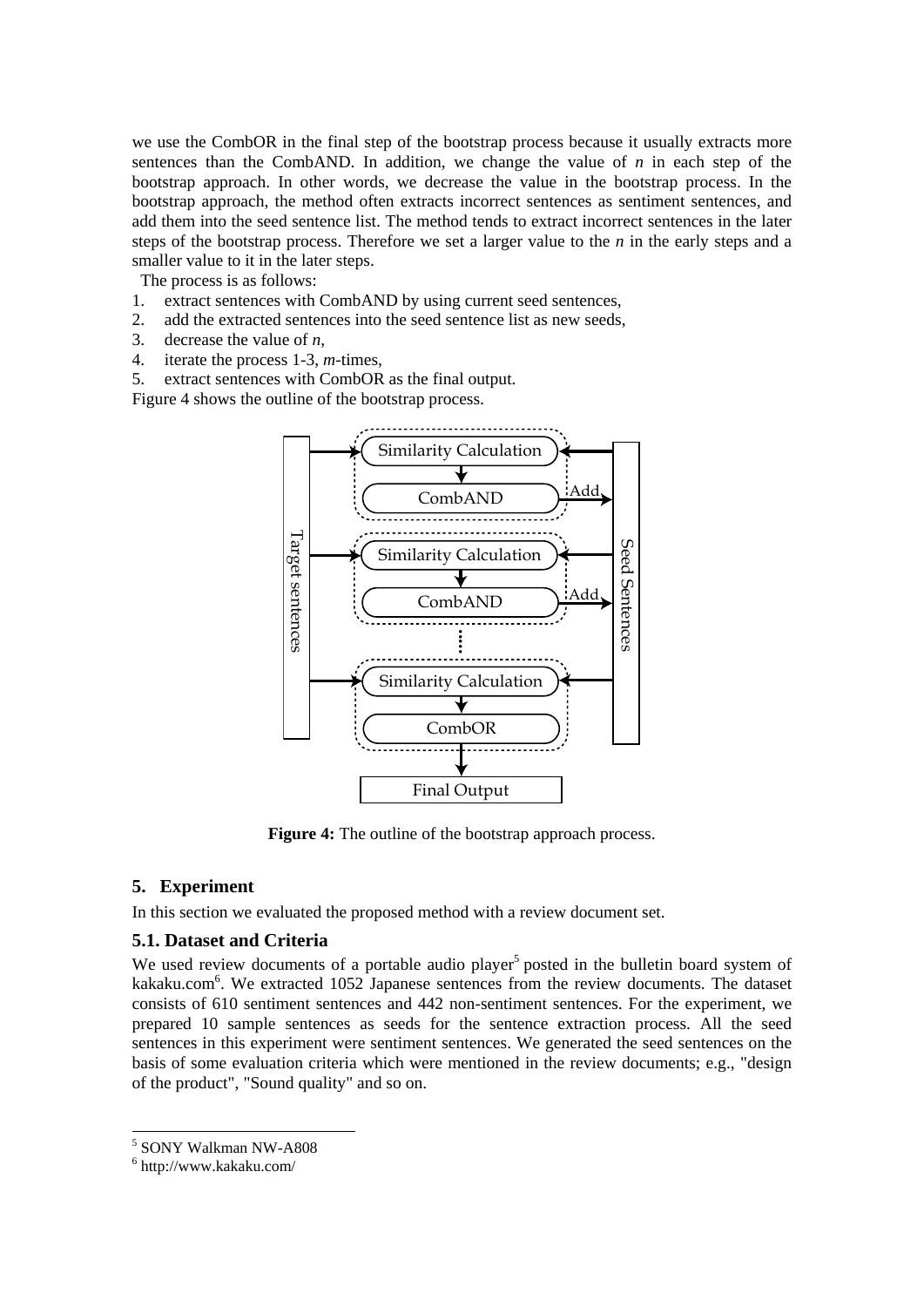we use the CombOR in the final step of the bootstrap process because it usually extracts more sentences than the CombAND. In addition, we change the value of $n$ in each step of the bootstrap approach. In other words, we decrease the value in the bootstrap process. In the bootstrap approach, the method often extracts incorrect sentences as sentiment sentences, and add them into the seed sentence list. The method tends to extract incorrect sentences in the later steps of the bootstrap process. Therefore we set a larger value to the $n$ in the early steps and a smaller value to it in the later steps.

The process is as follows:

1. extract sentences with CombAND by using current seed sentences,
2. add the extracted sentences into the seed sentence list as new seeds,
3. decrease the value of $n$,
4. iterate the process 1-3, $m$-times,
5. extract sentences with CombOR as the final output.

Figure 4 shows the outline of the bootstrap process.

**Figure 4:** The outline of the bootstrap approach process.

## 5. Experiment

In this section we evaluated the proposed method with a review document set.

### 5.1. Dataset and Criteria

We used review documents of a portable audio player[5] posted in the bulletin board system of kakaku.com[6]. We extracted 1052 Japanese sentences from the review documents. The dataset consists of 610 sentiment sentences and 442 non-sentiment sentences. For the experiment, we prepared 10 sample sentences as seeds for the sentence extraction process. All the seed sentences in this experiment were sentiment sentences. We generated the seed sentences on the basis of some evaluation criteria which were mentioned in the review documents; e.g., "design of the product", "Sound quality" and so on.

[5] SONY Walkman NW-A808

[6] http://www.kakaku.com/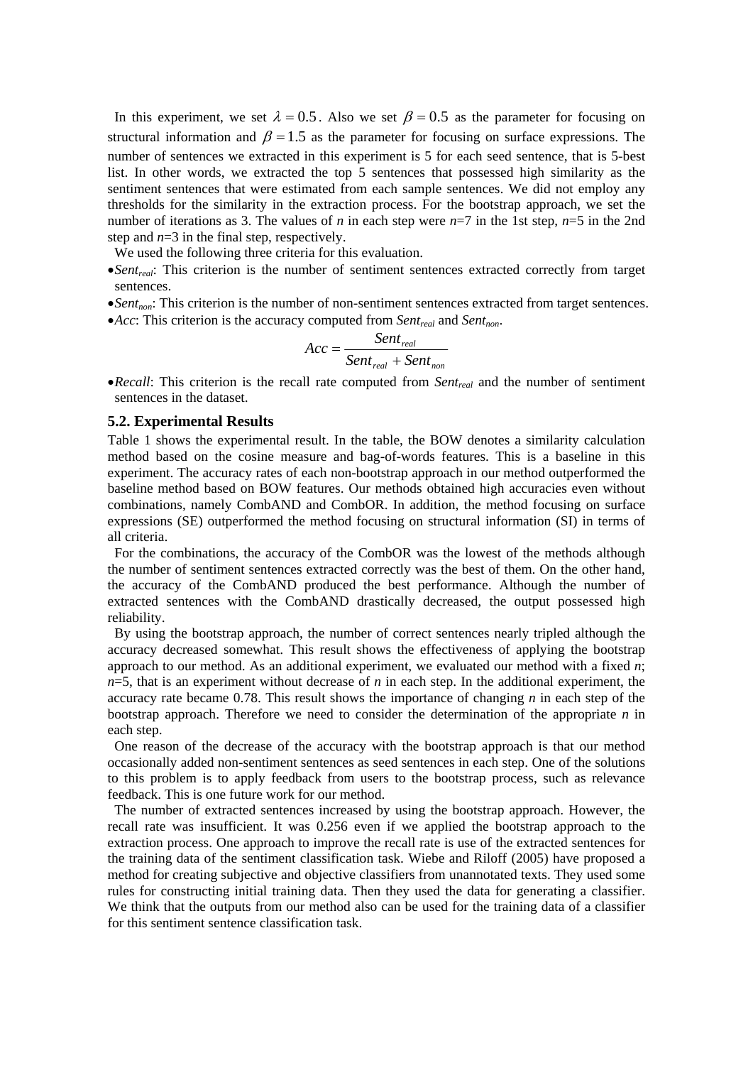In this experiment, we set $\lambda = 0.5$. Also we set $\beta = 0.5$ as the parameter for focusing on structural information and $\beta = 1.5$ as the parameter for focusing on surface expressions. The number of sentences we extracted in this experiment is 5 for each seed sentence, that is 5-best list. In other words, we extracted the top 5 sentences that possessed high similarity as the sentiment sentences that were estimated from each sample sentences. We did not employ any thresholds for the similarity in the extraction process. For the bootstrap approach, we set the number of iterations as 3. The values of $n$ in each step were $n$=7 in the 1st step, $n$=5 in the 2nd step and $n$=3 in the final step, respectively.

We used the following three criteria for this evaluation.

- $Sent_{real}$: This criterion is the number of sentiment sentences extracted correctly from target sentences.
- $Sent_{non}$: This criterion is the number of non-sentiment sentences extracted from target sentences.
- $Acc$: This criterion is the accuracy computed from $Sent_{real}$ and $Sent_{non}$.

$$Acc = \frac{Sent_{real}}{Sent_{real} + Sent_{non}}$$

- $Recall$: This criterion is the recall rate computed from $Sent_{real}$ and the number of sentiment sentences in the dataset.

### 5.2. Experimental Results

Table 1 shows the experimental result. In the table, the BOW denotes a similarity calculation method based on the cosine measure and bag-of-words features. This is a baseline in this experiment. The accuracy rates of each non-bootstrap approach in our method outperformed the baseline method based on BOW features. Our methods obtained high accuracies even without combinations, namely CombAND and CombOR. In addition, the method focusing on surface expressions (SE) outperformed the method focusing on structural information (SI) in terms of all criteria.

For the combinations, the accuracy of the CombOR was the lowest of the methods although the number of sentiment sentences extracted correctly was the best of them. On the other hand, the accuracy of the CombAND produced the best performance. Although the number of extracted sentences with the CombAND drastically decreased, the output possessed high reliability.

By using the bootstrap approach, the number of correct sentences nearly tripled although the accuracy decreased somewhat. This result shows the effectiveness of applying the bootstrap approach to our method. As an additional experiment, we evaluated our method with a fixed $n$; $n$=5, that is an experiment without decrease of $n$ in each step. In the additional experiment, the accuracy rate became 0.78. This result shows the importance of changing $n$ in each step of the bootstrap approach. Therefore we need to consider the determination of the appropriate $n$ in each step.

One reason of the decrease of the accuracy with the bootstrap approach is that our method occasionally added non-sentiment sentences as seed sentences in each step. One of the solutions to this problem is to apply feedback from users to the bootstrap process, such as relevance feedback. This is one future work for our method.

The number of extracted sentences increased by using the bootstrap approach. However, the recall rate was insufficient. It was 0.256 even if we applied the bootstrap approach to the extraction process. One approach to improve the recall rate is use of the extracted sentences for the training data of the sentiment classification task. Wiebe and Riloff (2005) have proposed a method for creating subjective and objective classifiers from unannotated texts. They used some rules for constructing initial training data. Then they used the data for generating a classifier. We think that the outputs from our method also can be used for the training data of a classifier for this sentiment sentence classification task.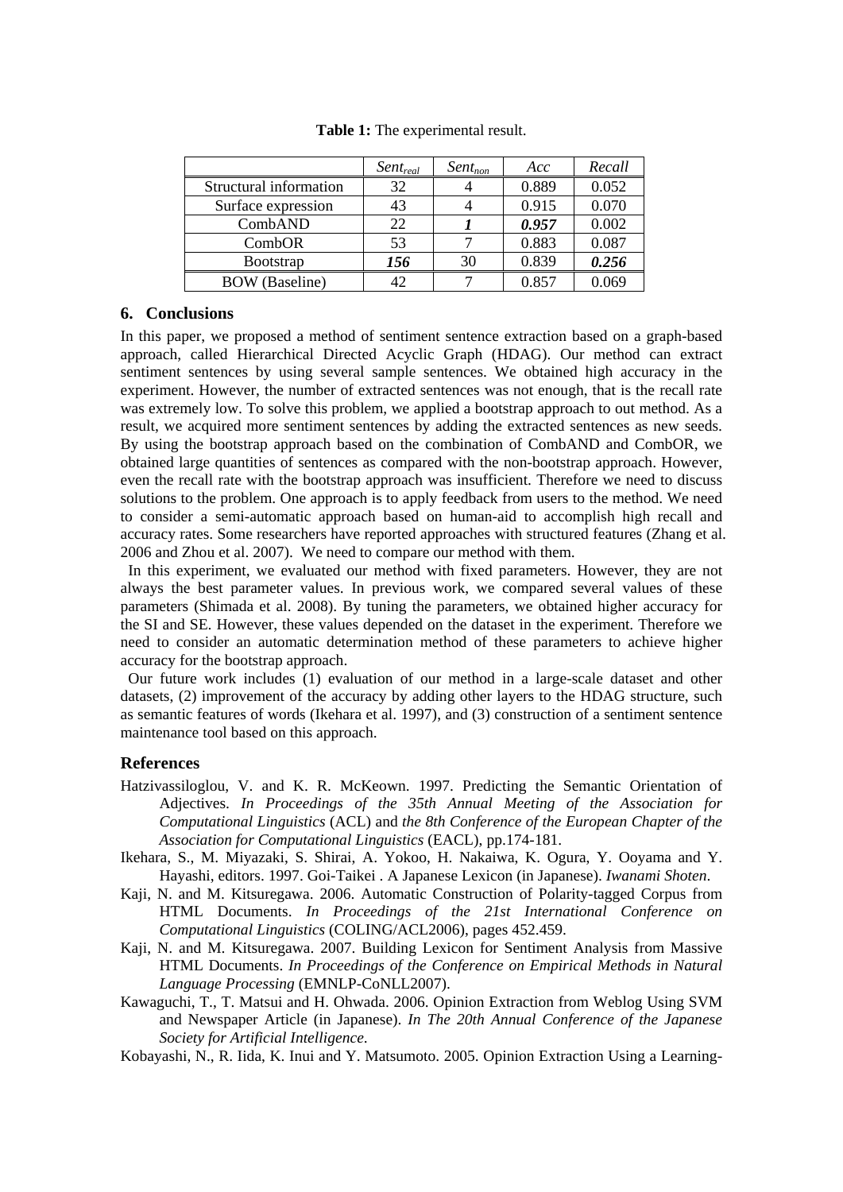**Table 1:** The experimental result.

| | $Sent_{real}$ | $Sent_{non}$ | *Acc* | *Recall* |
|---|---|---|---|---|
| Structural information | 32 | 4 | 0.889 | 0.052 |
| Surface expression | 43 | 4 | 0.915 | 0.070 |
| CombAND | 22 | ***1*** | ***0.957*** | 0.002 |
| CombOR | 53 | 7 | 0.883 | 0.087 |
| Bootstrap | ***156*** | 30 | 0.839 | ***0.256*** |
| BOW (Baseline) | 42 | 7 | 0.857 | 0.069 |

## 6. Conclusions

In this paper, we proposed a method of sentiment sentence extraction based on a graph-based approach, called Hierarchical Directed Acyclic Graph (HDAG). Our method can extract sentiment sentences by using several sample sentences. We obtained high accuracy in the experiment. However, the number of extracted sentences was not enough, that is the recall rate was extremely low. To solve this problem, we applied a bootstrap approach to out method. As a result, we acquired more sentiment sentences by adding the extracted sentences as new seeds. By using the bootstrap approach based on the combination of CombAND and CombOR, we obtained large quantities of sentences as compared with the non-bootstrap approach. However, even the recall rate with the bootstrap approach was insufficient. Therefore we need to discuss solutions to the problem. One approach is to apply feedback from users to the method. We need to consider a semi-automatic approach based on human-aid to accomplish high recall and accuracy rates. Some researchers have reported approaches with structured features (Zhang et al. 2006 and Zhou et al. 2007). We need to compare our method with them.

In this experiment, we evaluated our method with fixed parameters. However, they are not always the best parameter values. In previous work, we compared several values of these parameters (Shimada et al. 2008). By tuning the parameters, we obtained higher accuracy for the SI and SE. However, these values depended on the dataset in the experiment. Therefore we need to consider an automatic determination method of these parameters to achieve higher accuracy for the bootstrap approach.

Our future work includes (1) evaluation of our method in a large-scale dataset and other datasets, (2) improvement of the accuracy by adding other layers to the HDAG structure, such as semantic features of words (Ikehara et al. 1997), and (3) construction of a sentiment sentence maintenance tool based on this approach.

## References

Hatzivassiloglou, V. and K. R. McKeown. 1997. Predicting the Semantic Orientation of Adjectives. *In Proceedings of the 35th Annual Meeting of the Association for Computational Linguistics* (ACL) and *the 8th Conference of the European Chapter of the Association for Computational Linguistics* (EACL), pp.174-181.

Ikehara, S., M. Miyazaki, S. Shirai, A. Yokoo, H. Nakaiwa, K. Ogura, Y. Ooyama and Y. Hayashi, editors. 1997. Goi-Taikei . A Japanese Lexicon (in Japanese). *Iwanami Shoten*.

Kaji, N. and M. Kitsuregawa. 2006. Automatic Construction of Polarity-tagged Corpus from HTML Documents. *In Proceedings of the 21st International Conference on Computational Linguistics* (COLING/ACL2006), pages 452.459.

Kaji, N. and M. Kitsuregawa. 2007. Building Lexicon for Sentiment Analysis from Massive HTML Documents. *In Proceedings of the Conference on Empirical Methods in Natural Language Processing* (EMNLP-CoNLL2007).

Kawaguchi, T., T. Matsui and H. Ohwada. 2006. Opinion Extraction from Weblog Using SVM and Newspaper Article (in Japanese). *In The 20th Annual Conference of the Japanese Society for Artificial Intelligence*.

Kobayashi, N., R. Iida, K. Inui and Y. Matsumoto. 2005. Opinion Extraction Using a Learning-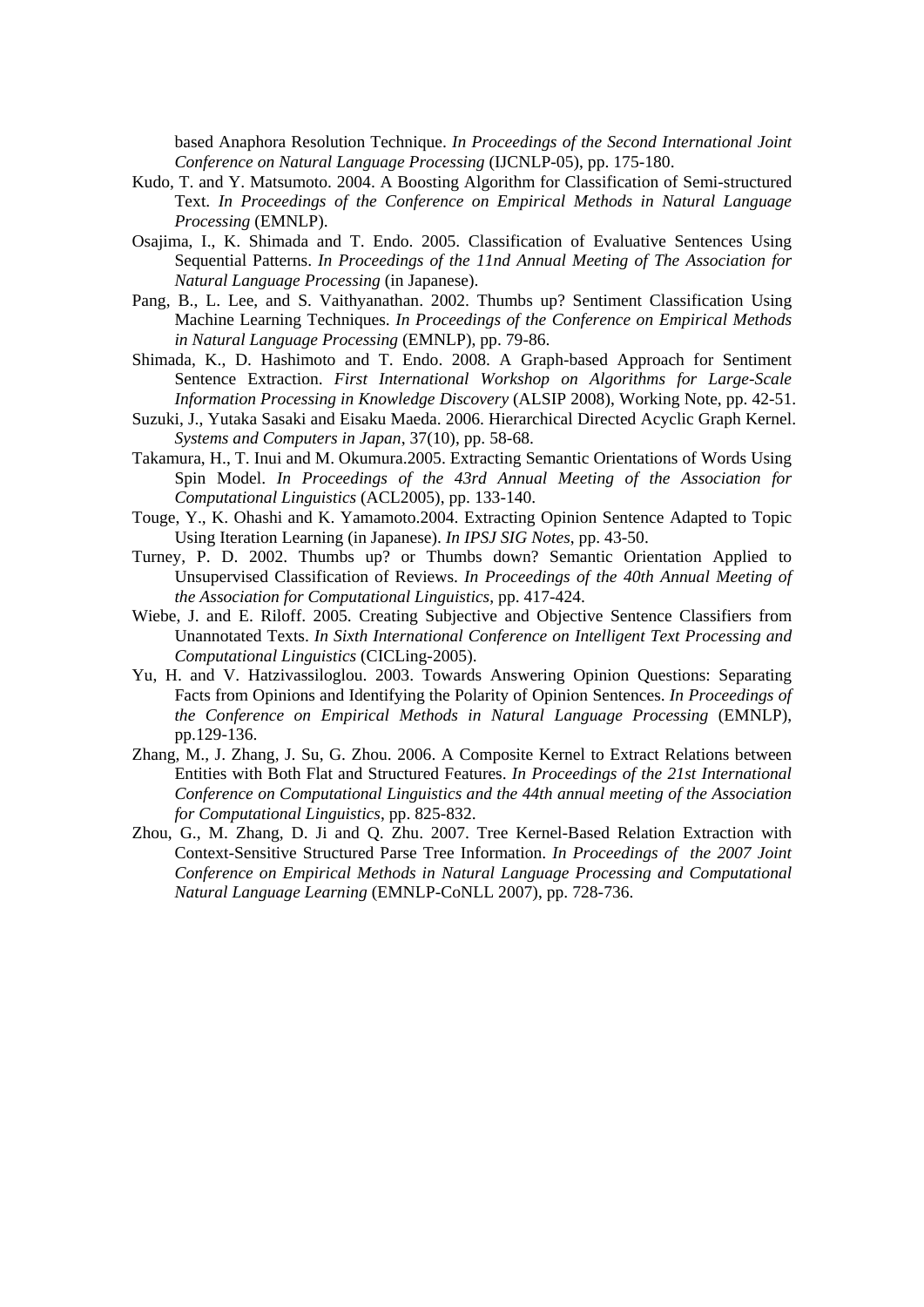based Anaphora Resolution Technique. *In Proceedings of the Second International Joint Conference on Natural Language Processing* (IJCNLP-05), pp. 175-180.

Kudo, T. and Y. Matsumoto. 2004. A Boosting Algorithm for Classification of Semi-structured Text. *In Proceedings of the Conference on Empirical Methods in Natural Language Processing* (EMNLP).

Osajima, I., K. Shimada and T. Endo. 2005. Classification of Evaluative Sentences Using Sequential Patterns. *In Proceedings of the 11nd Annual Meeting of The Association for Natural Language Processing* (in Japanese).

Pang, B., L. Lee, and S. Vaithyanathan. 2002. Thumbs up? Sentiment Classification Using Machine Learning Techniques. *In Proceedings of the Conference on Empirical Methods in Natural Language Processing* (EMNLP), pp. 79-86.

Shimada, K., D. Hashimoto and T. Endo. 2008. A Graph-based Approach for Sentiment Sentence Extraction. *First International Workshop on Algorithms for Large-Scale Information Processing in Knowledge Discovery* (ALSIP 2008), Working Note, pp. 42-51.

Suzuki, J., Yutaka Sasaki and Eisaku Maeda. 2006. Hierarchical Directed Acyclic Graph Kernel. *Systems and Computers in Japan*, 37(10), pp. 58-68.

Takamura, H., T. Inui and M. Okumura.2005. Extracting Semantic Orientations of Words Using Spin Model. *In Proceedings of the 43rd Annual Meeting of the Association for Computational Linguistics* (ACL2005), pp. 133-140.

Touge, Y., K. Ohashi and K. Yamamoto.2004. Extracting Opinion Sentence Adapted to Topic Using Iteration Learning (in Japanese). *In IPSJ SIG Notes*, pp. 43-50.

Turney, P. D. 2002. Thumbs up? or Thumbs down? Semantic Orientation Applied to Unsupervised Classification of Reviews. *In Proceedings of the 40th Annual Meeting of the Association for Computational Linguistics*, pp. 417-424.

Wiebe, J. and E. Riloff. 2005. Creating Subjective and Objective Sentence Classifiers from Unannotated Texts. *In Sixth International Conference on Intelligent Text Processing and Computational Linguistics* (CICLing-2005).

Yu, H. and V. Hatzivassiloglou. 2003. Towards Answering Opinion Questions: Separating Facts from Opinions and Identifying the Polarity of Opinion Sentences. *In Proceedings of the Conference on Empirical Methods in Natural Language Processing* (EMNLP), pp.129-136.

Zhang, M., J. Zhang, J. Su, G. Zhou. 2006. A Composite Kernel to Extract Relations between Entities with Both Flat and Structured Features. *In Proceedings of the 21st International Conference on Computational Linguistics and the 44th annual meeting of the Association for Computational Linguistics*, pp. 825-832.

Zhou, G., M. Zhang, D. Ji and Q. Zhu. 2007. Tree Kernel-Based Relation Extraction with Context-Sensitive Structured Parse Tree Information. *In Proceedings of the 2007 Joint Conference on Empirical Methods in Natural Language Processing and Computational Natural Language Learning* (EMNLP-CoNLL 2007), pp. 728-736.